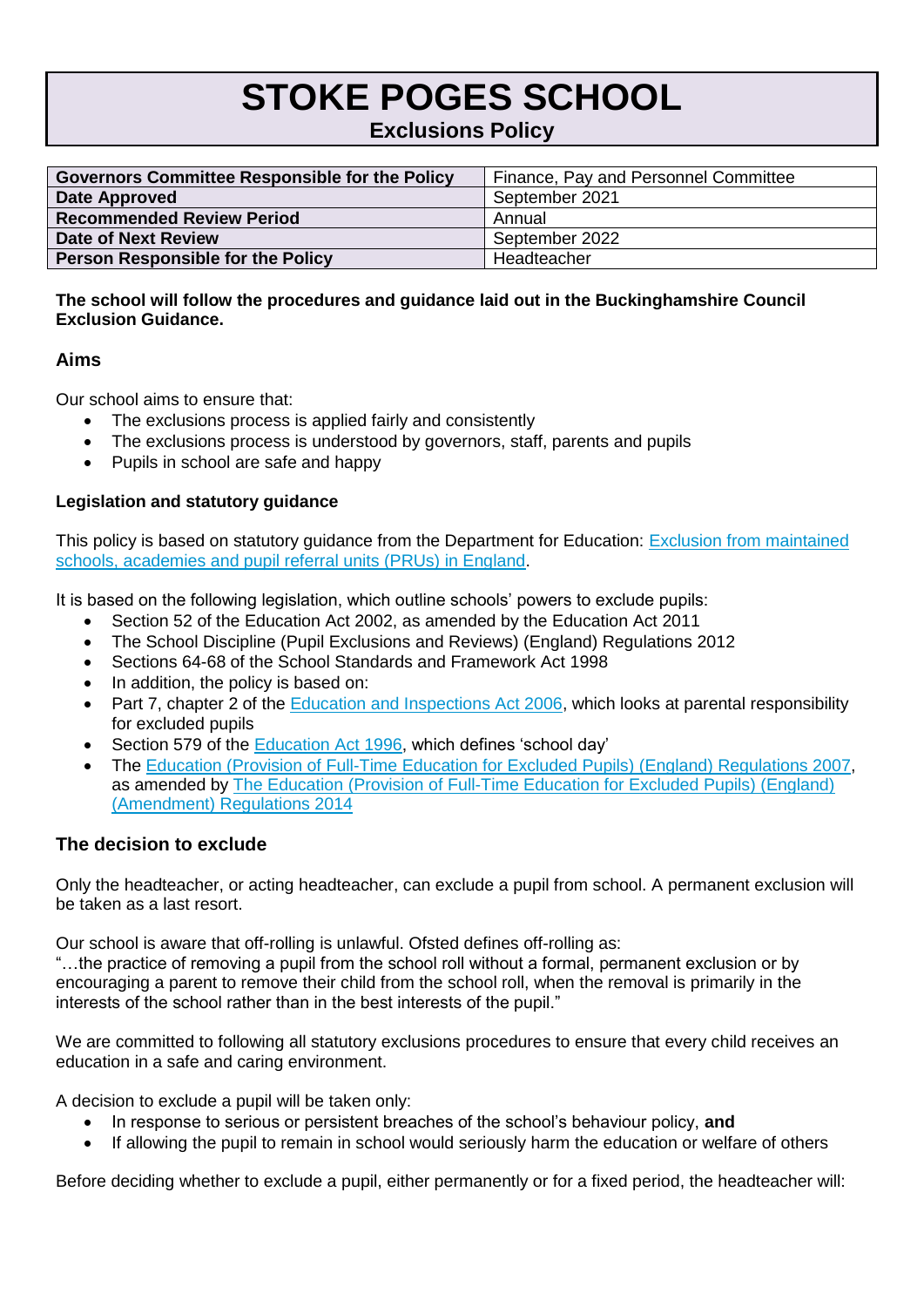# STOKE POGES SCHOOL

## Exclusions Policy

| Governors Committee Responsible for the Policy | Finance, Pay and Personnel Committee |
|---|---|
| **Date Approved** | September 2021 |
| **Recommended Review Period** | Annual |
| **Date of Next Review** | September 2022 |
| **Person Responsible for the Policy** | Headteacher |

**The school will follow the procedures and guidance laid out in the Buckinghamshire Council Exclusion Guidance.**

### Aims

Our school aims to ensure that:

- The exclusions process is applied fairly and consistently
- The exclusions process is understood by governors, staff, parents and pupils
- Pupils in school are safe and happy

#### Legislation and statutory guidance

This policy is based on statutory guidance from the Department for Education: Exclusion from maintained schools, academies and pupil referral units (PRUs) in England.

It is based on the following legislation, which outline schools' powers to exclude pupils:

- Section 52 of the Education Act 2002, as amended by the Education Act 2011
- The School Discipline (Pupil Exclusions and Reviews) (England) Regulations 2012
- Sections 64-68 of the School Standards and Framework Act 1998
- In addition, the policy is based on:
- Part 7, chapter 2 of the Education and Inspections Act 2006, which looks at parental responsibility for excluded pupils
- Section 579 of the Education Act 1996, which defines 'school day'
- The Education (Provision of Full-Time Education for Excluded Pupils) (England) Regulations 2007, as amended by The Education (Provision of Full-Time Education for Excluded Pupils) (England) (Amendment) Regulations 2014

### The decision to exclude

Only the headteacher, or acting headteacher, can exclude a pupil from school. A permanent exclusion will be taken as a last resort.

Our school is aware that off-rolling is unlawful. Ofsted defines off-rolling as:
"…the practice of removing a pupil from the school roll without a formal, permanent exclusion or by encouraging a parent to remove their child from the school roll, when the removal is primarily in the interests of the school rather than in the best interests of the pupil."

We are committed to following all statutory exclusions procedures to ensure that every child receives an education in a safe and caring environment.

A decision to exclude a pupil will be taken only:

- In response to serious or persistent breaches of the school's behaviour policy, **and**
- If allowing the pupil to remain in school would seriously harm the education or welfare of others

Before deciding whether to exclude a pupil, either permanently or for a fixed period, the headteacher will: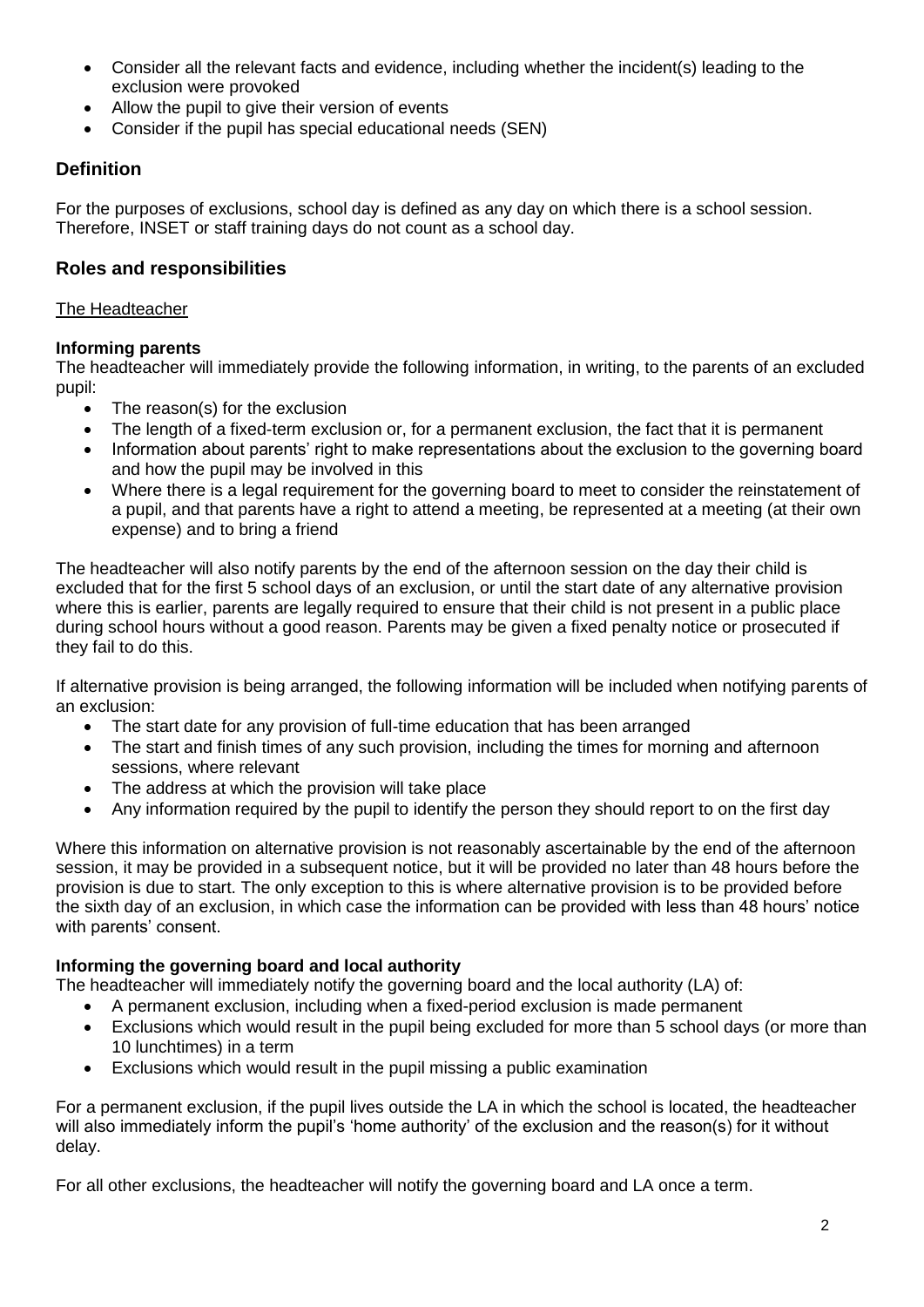- Consider all the relevant facts and evidence, including whether the incident(s) leading to the exclusion were provoked
- Allow the pupil to give their version of events
- Consider if the pupil has special educational needs (SEN)

## Definition

For the purposes of exclusions, school day is defined as any day on which there is a school session. Therefore, INSET or staff training days do not count as a school day.

## Roles and responsibilities

The Headteacher

**Informing parents**

The headteacher will immediately provide the following information, in writing, to the parents of an excluded pupil:

- The reason(s) for the exclusion
- The length of a fixed-term exclusion or, for a permanent exclusion, the fact that it is permanent
- Information about parents' right to make representations about the exclusion to the governing board and how the pupil may be involved in this
- Where there is a legal requirement for the governing board to meet to consider the reinstatement of a pupil, and that parents have a right to attend a meeting, be represented at a meeting (at their own expense) and to bring a friend

The headteacher will also notify parents by the end of the afternoon session on the day their child is excluded that for the first 5 school days of an exclusion, or until the start date of any alternative provision where this is earlier, parents are legally required to ensure that their child is not present in a public place during school hours without a good reason. Parents may be given a fixed penalty notice or prosecuted if they fail to do this.

If alternative provision is being arranged, the following information will be included when notifying parents of an exclusion:

- The start date for any provision of full-time education that has been arranged
- The start and finish times of any such provision, including the times for morning and afternoon sessions, where relevant
- The address at which the provision will take place
- Any information required by the pupil to identify the person they should report to on the first day

Where this information on alternative provision is not reasonably ascertainable by the end of the afternoon session, it may be provided in a subsequent notice, but it will be provided no later than 48 hours before the provision is due to start. The only exception to this is where alternative provision is to be provided before the sixth day of an exclusion, in which case the information can be provided with less than 48 hours' notice with parents' consent.

**Informing the governing board and local authority**

The headteacher will immediately notify the governing board and the local authority (LA) of:

- A permanent exclusion, including when a fixed-period exclusion is made permanent
- Exclusions which would result in the pupil being excluded for more than 5 school days (or more than 10 lunchtimes) in a term
- Exclusions which would result in the pupil missing a public examination

For a permanent exclusion, if the pupil lives outside the LA in which the school is located, the headteacher will also immediately inform the pupil's 'home authority' of the exclusion and the reason(s) for it without delay.

For all other exclusions, the headteacher will notify the governing board and LA once a term.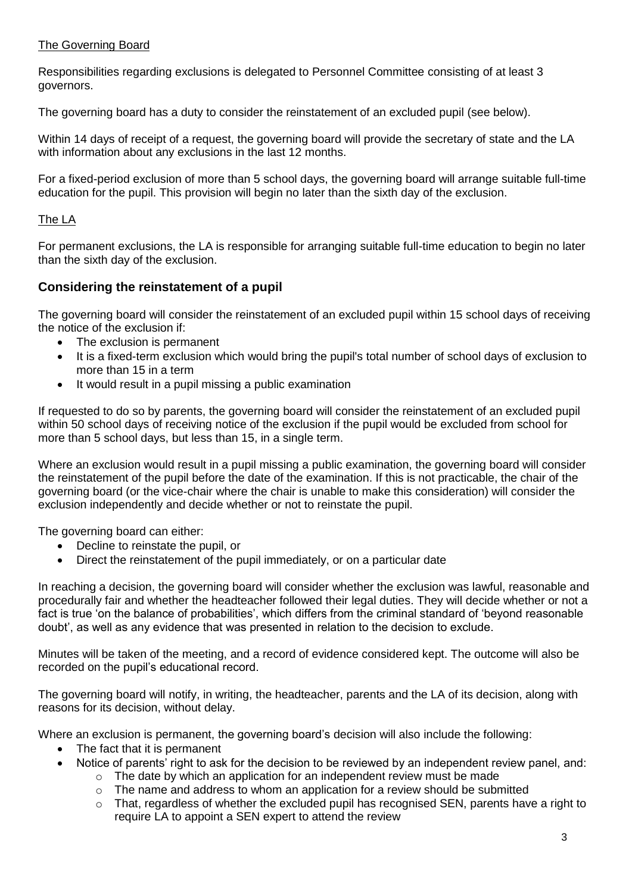The Governing Board

Responsibilities regarding exclusions is delegated to Personnel Committee consisting of at least 3 governors.

The governing board has a duty to consider the reinstatement of an excluded pupil (see below).

Within 14 days of receipt of a request, the governing board will provide the secretary of state and the LA with information about any exclusions in the last 12 months.

For a fixed-period exclusion of more than 5 school days, the governing board will arrange suitable full-time education for the pupil. This provision will begin no later than the sixth day of the exclusion.

The LA

For permanent exclusions, the LA is responsible for arranging suitable full-time education to begin no later than the sixth day of the exclusion.

## Considering the reinstatement of a pupil

The governing board will consider the reinstatement of an excluded pupil within 15 school days of receiving the notice of the exclusion if:

- The exclusion is permanent
- It is a fixed-term exclusion which would bring the pupil's total number of school days of exclusion to more than 15 in a term
- It would result in a pupil missing a public examination

If requested to do so by parents, the governing board will consider the reinstatement of an excluded pupil within 50 school days of receiving notice of the exclusion if the pupil would be excluded from school for more than 5 school days, but less than 15, in a single term.

Where an exclusion would result in a pupil missing a public examination, the governing board will consider the reinstatement of the pupil before the date of the examination. If this is not practicable, the chair of the governing board (or the vice-chair where the chair is unable to make this consideration) will consider the exclusion independently and decide whether or not to reinstate the pupil.

The governing board can either:

- Decline to reinstate the pupil, or
- Direct the reinstatement of the pupil immediately, or on a particular date

In reaching a decision, the governing board will consider whether the exclusion was lawful, reasonable and procedurally fair and whether the headteacher followed their legal duties. They will decide whether or not a fact is true 'on the balance of probabilities', which differs from the criminal standard of 'beyond reasonable doubt', as well as any evidence that was presented in relation to the decision to exclude.

Minutes will be taken of the meeting, and a record of evidence considered kept. The outcome will also be recorded on the pupil's educational record.

The governing board will notify, in writing, the headteacher, parents and the LA of its decision, along with reasons for its decision, without delay.

Where an exclusion is permanent, the governing board's decision will also include the following:

- The fact that it is permanent
- Notice of parents' right to ask for the decision to be reviewed by an independent review panel, and:
  - The date by which an application for an independent review must be made
  - The name and address to whom an application for a review should be submitted
  - That, regardless of whether the excluded pupil has recognised SEN, parents have a right to require LA to appoint a SEN expert to attend the review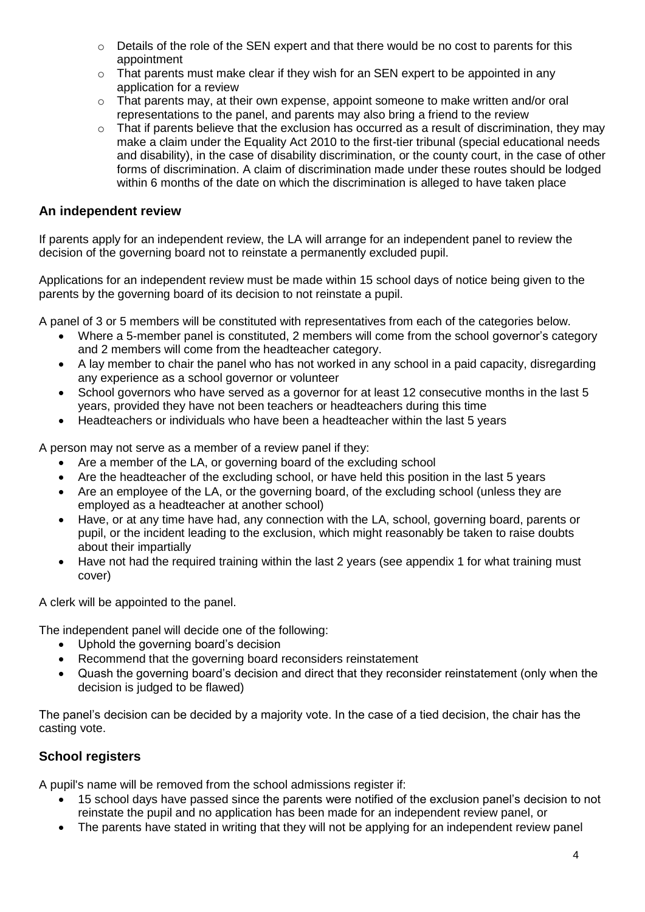- Details of the role of the SEN expert and that there would be no cost to parents for this appointment
- That parents must make clear if they wish for an SEN expert to be appointed in any application for a review
- That parents may, at their own expense, appoint someone to make written and/or oral representations to the panel, and parents may also bring a friend to the review
- That if parents believe that the exclusion has occurred as a result of discrimination, they may make a claim under the Equality Act 2010 to the first-tier tribunal (special educational needs and disability), in the case of disability discrimination, or the county court, in the case of other forms of discrimination. A claim of discrimination made under these routes should be lodged within 6 months of the date on which the discrimination is alleged to have taken place

## An independent review

If parents apply for an independent review, the LA will arrange for an independent panel to review the decision of the governing board not to reinstate a permanently excluded pupil.

Applications for an independent review must be made within 15 school days of notice being given to the parents by the governing board of its decision to not reinstate a pupil.

A panel of 3 or 5 members will be constituted with representatives from each of the categories below.

- Where a 5-member panel is constituted, 2 members will come from the school governor's category and 2 members will come from the headteacher category.
- A lay member to chair the panel who has not worked in any school in a paid capacity, disregarding any experience as a school governor or volunteer
- School governors who have served as a governor for at least 12 consecutive months in the last 5 years, provided they have not been teachers or headteachers during this time
- Headteachers or individuals who have been a headteacher within the last 5 years

A person may not serve as a member of a review panel if they:

- Are a member of the LA, or governing board of the excluding school
- Are the headteacher of the excluding school, or have held this position in the last 5 years
- Are an employee of the LA, or the governing board, of the excluding school (unless they are employed as a headteacher at another school)
- Have, or at any time have had, any connection with the LA, school, governing board, parents or pupil, or the incident leading to the exclusion, which might reasonably be taken to raise doubts about their impartially
- Have not had the required training within the last 2 years (see appendix 1 for what training must cover)

A clerk will be appointed to the panel.

The independent panel will decide one of the following:

- Uphold the governing board's decision
- Recommend that the governing board reconsiders reinstatement
- Quash the governing board's decision and direct that they reconsider reinstatement (only when the decision is judged to be flawed)

The panel's decision can be decided by a majority vote. In the case of a tied decision, the chair has the casting vote.

## School registers

A pupil's name will be removed from the school admissions register if:

- 15 school days have passed since the parents were notified of the exclusion panel's decision to not reinstate the pupil and no application has been made for an independent review panel, or
- The parents have stated in writing that they will not be applying for an independent review panel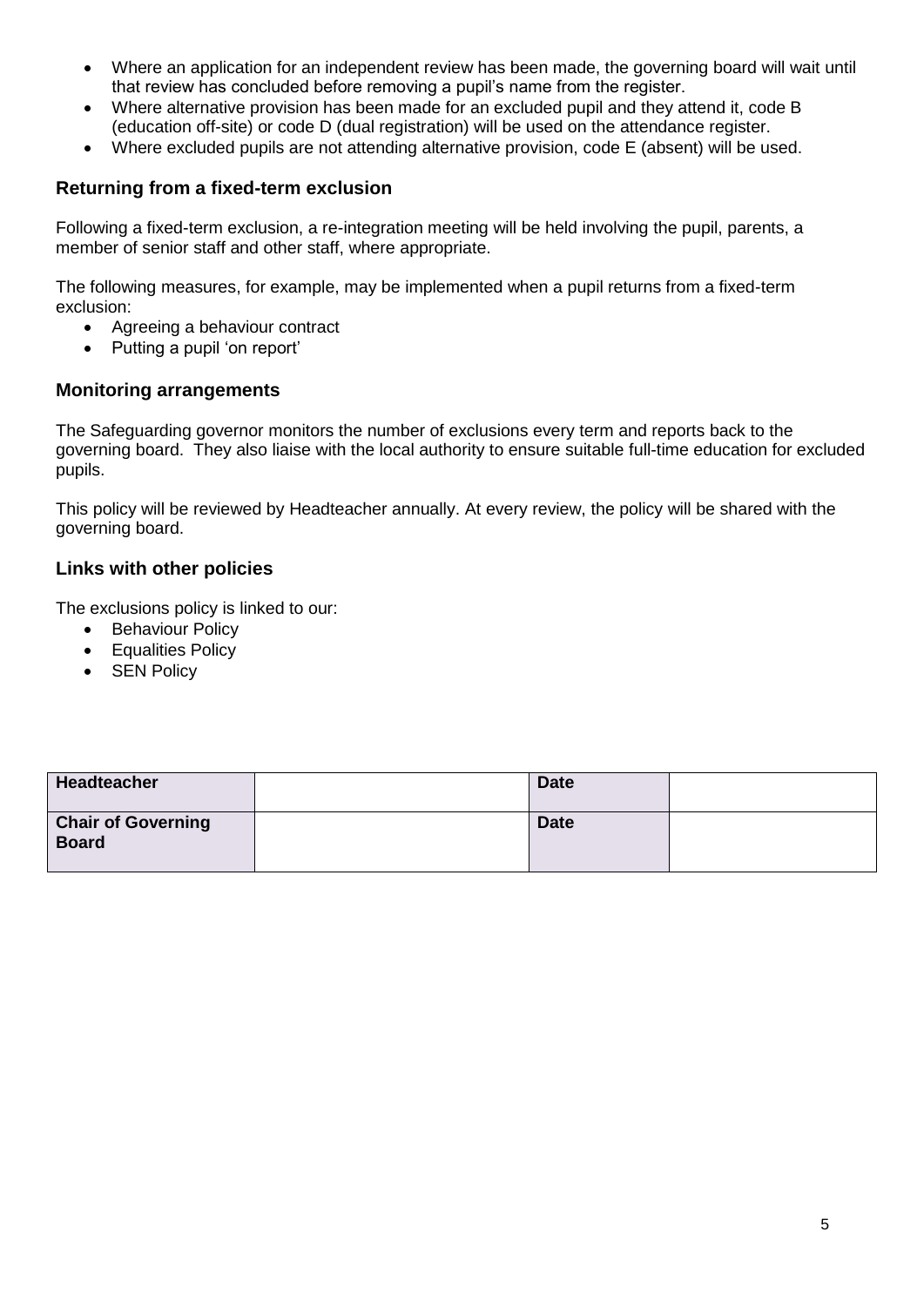- Where an application for an independent review has been made, the governing board will wait until that review has concluded before removing a pupil's name from the register.
- Where alternative provision has been made for an excluded pupil and they attend it, code B (education off-site) or code D (dual registration) will be used on the attendance register.
- Where excluded pupils are not attending alternative provision, code E (absent) will be used.

## Returning from a fixed-term exclusion

Following a fixed-term exclusion, a re-integration meeting will be held involving the pupil, parents, a member of senior staff and other staff, where appropriate.

The following measures, for example, may be implemented when a pupil returns from a fixed-term exclusion:

- Agreeing a behaviour contract
- Putting a pupil 'on report'

## Monitoring arrangements

The Safeguarding governor monitors the number of exclusions every term and reports back to the governing board. They also liaise with the local authority to ensure suitable full-time education for excluded pupils.

This policy will be reviewed by Headteacher annually. At every review, the policy will be shared with the governing board.

## Links with other policies

The exclusions policy is linked to our:

- Behaviour Policy
- Equalities Policy
- SEN Policy

| | | | |
|---|---|---|---|
| **Headteacher** | | **Date** | |
| **Chair of Governing Board** | | **Date** | |